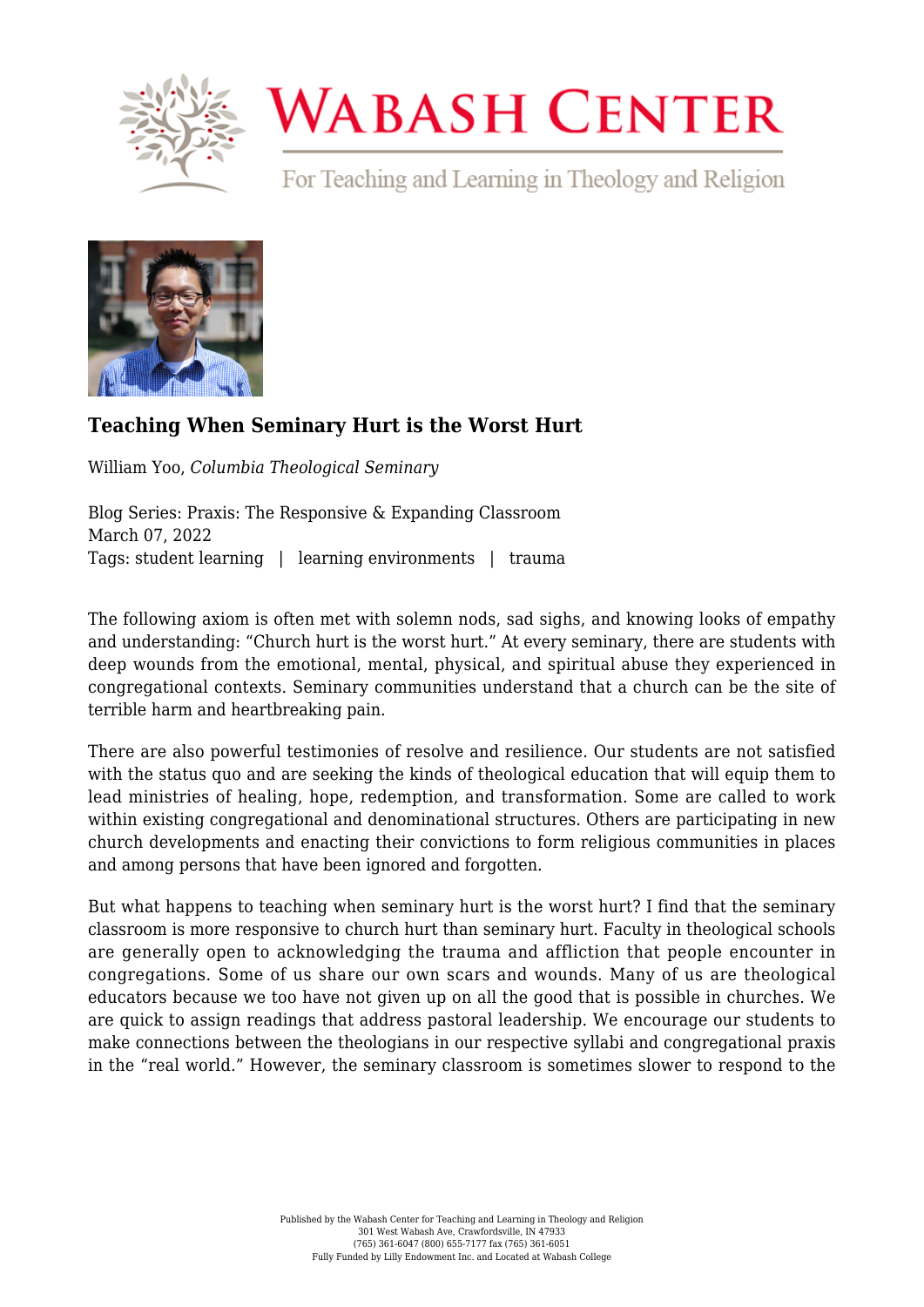# WABASH CENTER

For Teaching and Learning in Theology and Religion

## Teaching When Seminary Hurt is the Worst Hurt

William Yoo, *Columbia Theological Seminary*

Blog Series: Praxis: The Responsive & Expanding Classroom
March 07, 2022
Tags: student learning | learning environments | trauma

The following axiom is often met with solemn nods, sad sighs, and knowing looks of empathy and understanding: "Church hurt is the worst hurt." At every seminary, there are students with deep wounds from the emotional, mental, physical, and spiritual abuse they experienced in congregational contexts. Seminary communities understand that a church can be the site of terrible harm and heartbreaking pain.

There are also powerful testimonies of resolve and resilience. Our students are not satisfied with the status quo and are seeking the kinds of theological education that will equip them to lead ministries of healing, hope, redemption, and transformation. Some are called to work within existing congregational and denominational structures. Others are participating in new church developments and enacting their convictions to form religious communities in places and among persons that have been ignored and forgotten.

But what happens to teaching when seminary hurt is the worst hurt? I find that the seminary classroom is more responsive to church hurt than seminary hurt. Faculty in theological schools are generally open to acknowledging the trauma and affliction that people encounter in congregations. Some of us share our own scars and wounds. Many of us are theological educators because we too have not given up on all the good that is possible in churches. We are quick to assign readings that address pastoral leadership. We encourage our students to make connections between the theologians in our respective syllabi and congregational praxis in the "real world." However, the seminary classroom is sometimes slower to respond to the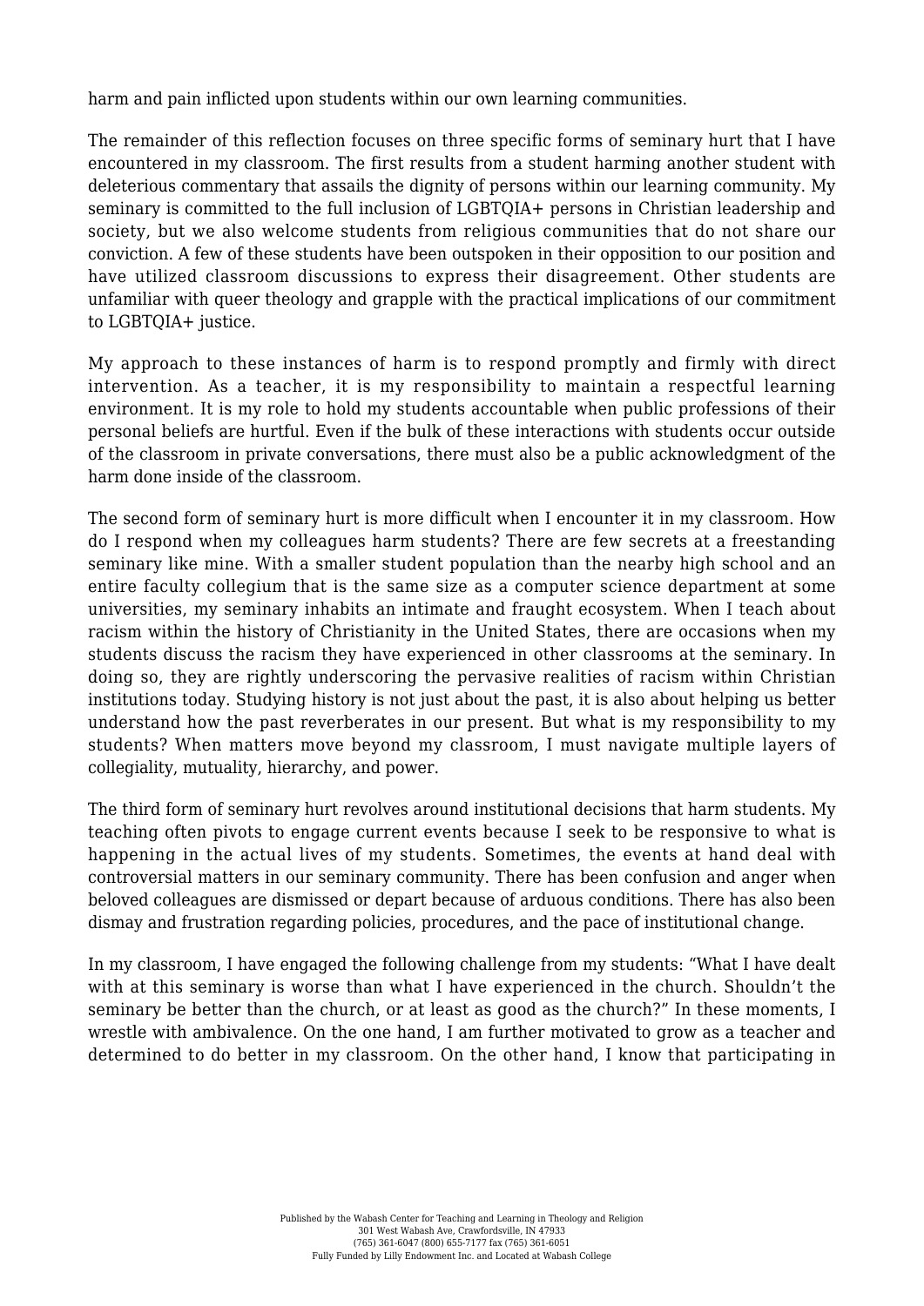harm and pain inflicted upon students within our own learning communities.

The remainder of this reflection focuses on three specific forms of seminary hurt that I have encountered in my classroom. The first results from a student harming another student with deleterious commentary that assails the dignity of persons within our learning community. My seminary is committed to the full inclusion of LGBTQIA+ persons in Christian leadership and society, but we also welcome students from religious communities that do not share our conviction. A few of these students have been outspoken in their opposition to our position and have utilized classroom discussions to express their disagreement. Other students are unfamiliar with queer theology and grapple with the practical implications of our commitment to LGBTQIA+ justice.

My approach to these instances of harm is to respond promptly and firmly with direct intervention. As a teacher, it is my responsibility to maintain a respectful learning environment. It is my role to hold my students accountable when public professions of their personal beliefs are hurtful. Even if the bulk of these interactions with students occur outside of the classroom in private conversations, there must also be a public acknowledgment of the harm done inside of the classroom.

The second form of seminary hurt is more difficult when I encounter it in my classroom. How do I respond when my colleagues harm students? There are few secrets at a freestanding seminary like mine. With a smaller student population than the nearby high school and an entire faculty collegium that is the same size as a computer science department at some universities, my seminary inhabits an intimate and fraught ecosystem. When I teach about racism within the history of Christianity in the United States, there are occasions when my students discuss the racism they have experienced in other classrooms at the seminary. In doing so, they are rightly underscoring the pervasive realities of racism within Christian institutions today. Studying history is not just about the past, it is also about helping us better understand how the past reverberates in our present. But what is my responsibility to my students? When matters move beyond my classroom, I must navigate multiple layers of collegiality, mutuality, hierarchy, and power.

The third form of seminary hurt revolves around institutional decisions that harm students. My teaching often pivots to engage current events because I seek to be responsive to what is happening in the actual lives of my students. Sometimes, the events at hand deal with controversial matters in our seminary community. There has been confusion and anger when beloved colleagues are dismissed or depart because of arduous conditions. There has also been dismay and frustration regarding policies, procedures, and the pace of institutional change.

In my classroom, I have engaged the following challenge from my students: "What I have dealt with at this seminary is worse than what I have experienced in the church. Shouldn't the seminary be better than the church, or at least as good as the church?" In these moments, I wrestle with ambivalence. On the one hand, I am further motivated to grow as a teacher and determined to do better in my classroom. On the other hand, I know that participating in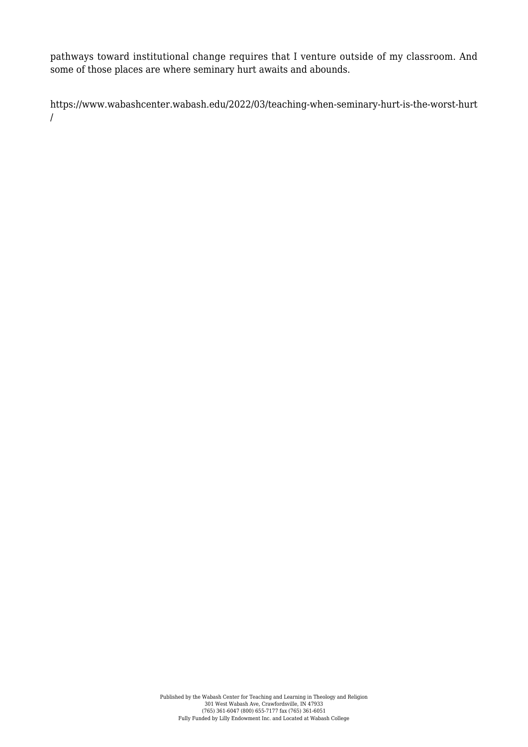pathways toward institutional change requires that I venture outside of my classroom. And some of those places are where seminary hurt awaits and abounds.

https://www.wabashcenter.wabash.edu/2022/03/teaching-when-seminary-hurt-is-the-worst-hurt/